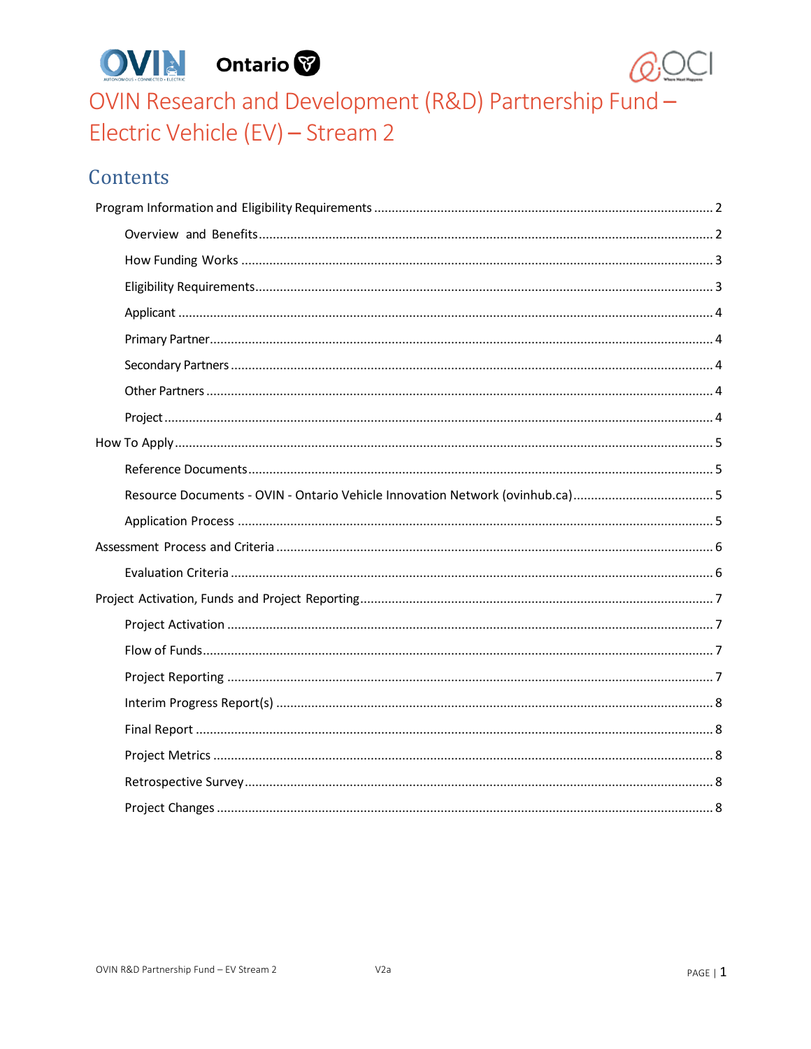# OVIN Research and Development (R&D) Partnership Fund – Electric Vehicle (EV) – Stream 2

## Contents

Program Information and Eligibility Requirements ........ 2

- Overview and Benefits ........ 2
- How Funding Works ........ 3
- Eligibility Requirements ........ 3
- Applicant ........ 4
- Primary Partner ........ 4
- Secondary Partners ........ 4
- Other Partners ........ 4
- Project ........ 4

How To Apply ........ 5

- Reference Documents ........ 5
- Resource Documents - OVIN - Ontario Vehicle Innovation Network (ovinhub.ca) ........ 5
- Application Process ........ 5

Assessment Process and Criteria ........ 6

- Evaluation Criteria ........ 6

Project Activation, Funds and Project Reporting ........ 7

- Project Activation ........ 7
- Flow of Funds ........ 7
- Project Reporting ........ 7
- Interim Progress Report(s) ........ 8
- Final Report ........ 8
- Project Metrics ........ 8
- Retrospective Survey ........ 8
- Project Changes ........ 8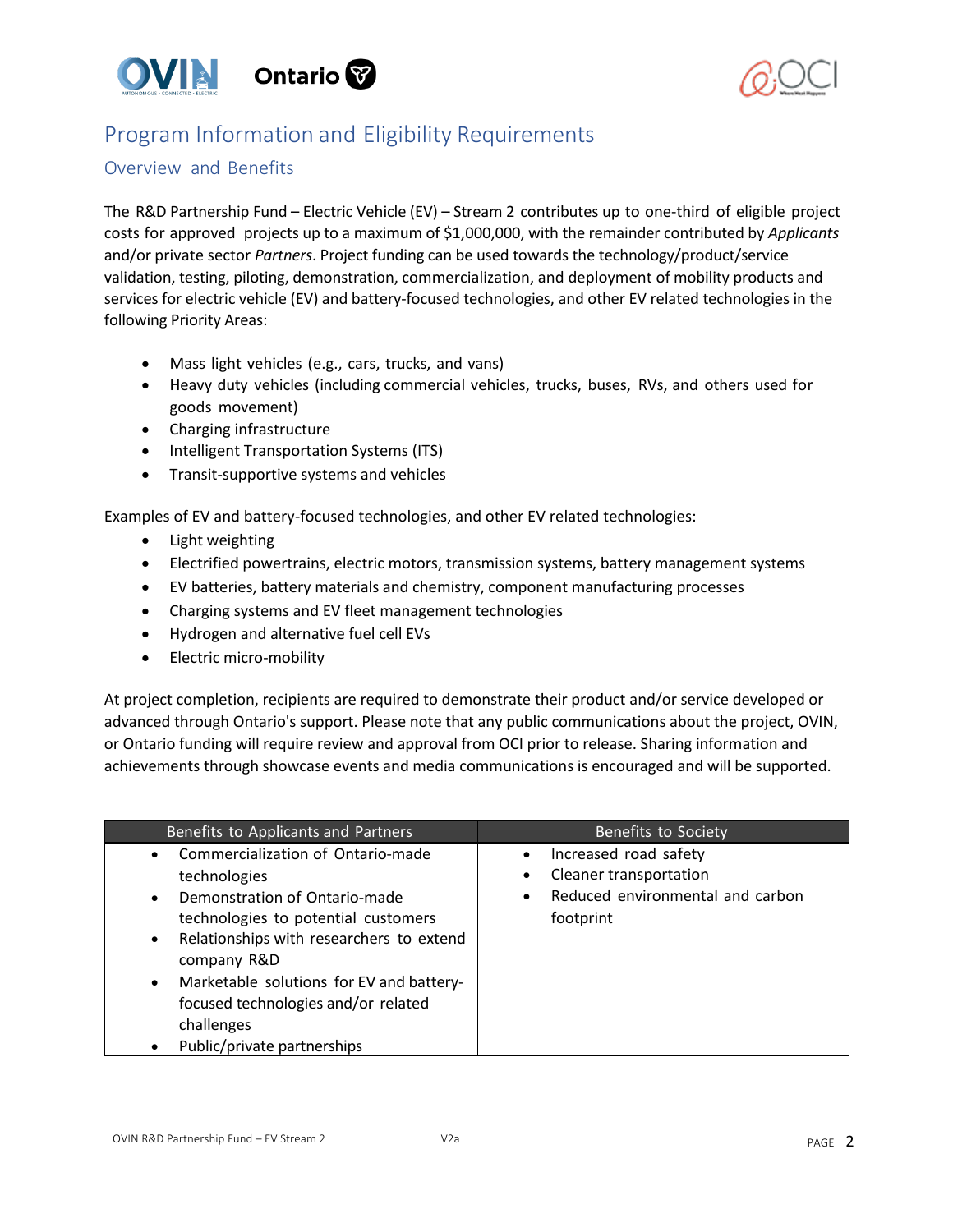# Program Information and Eligibility Requirements

## Overview and Benefits

The R&D Partnership Fund – Electric Vehicle (EV) – Stream 2 contributes up to one-third of eligible project costs for approved projects up to a maximum of $1,000,000, with the remainder contributed by *Applicants* and/or private sector *Partners*. Project funding can be used towards the technology/product/service validation, testing, piloting, demonstration, commercialization, and deployment of mobility products and services for electric vehicle (EV) and battery-focused technologies, and other EV related technologies in the following Priority Areas:

- Mass light vehicles (e.g., cars, trucks, and vans)
- Heavy duty vehicles (including commercial vehicles, trucks, buses, RVs, and others used for goods movement)
- Charging infrastructure
- Intelligent Transportation Systems (ITS)
- Transit-supportive systems and vehicles

Examples of EV and battery-focused technologies, and other EV related technologies:

- Light weighting
- Electrified powertrains, electric motors, transmission systems, battery management systems
- EV batteries, battery materials and chemistry, component manufacturing processes
- Charging systems and EV fleet management technologies
- Hydrogen and alternative fuel cell EVs
- Electric micro-mobility

At project completion, recipients are required to demonstrate their product and/or service developed or advanced through Ontario's support. Please note that any public communications about the project, OVIN, or Ontario funding will require review and approval from OCI prior to release. Sharing information and achievements through showcase events and media communications is encouraged and will be supported.

| Benefits to Applicants and Partners | Benefits to Society |
|---|---|
| • Commercialization of Ontario-made technologies<br>• Demonstration of Ontario-made technologies to potential customers<br>• Relationships with researchers to extend company R&D<br>• Marketable solutions for EV and battery-focused technologies and/or related challenges<br>• Public/private partnerships | • Increased road safety<br>• Cleaner transportation<br>• Reduced environmental and carbon footprint |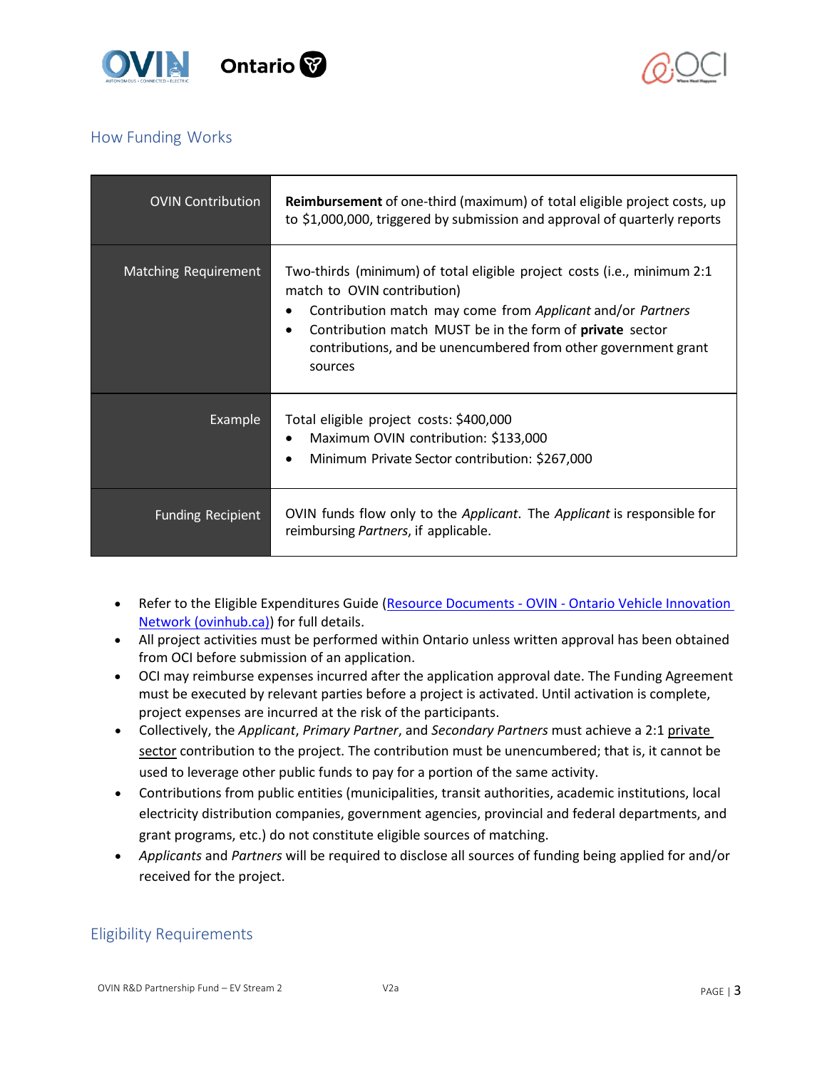## How Funding Works

| | |
|---|---|
| OVIN Contribution | **Reimbursement** of one-third (maximum) of total eligible project costs, up to $1,000,000, triggered by submission and approval of quarterly reports |
| Matching Requirement | Two-thirds (minimum) of total eligible project costs (i.e., minimum 2:1 match to OVIN contribution)<br>• Contribution match may come from *Applicant* and/or *Partners*<br>• Contribution match MUST be in the form of **private** sector contributions, and be unencumbered from other government grant sources |
| Example | Total eligible project costs: $400,000<br>• Maximum OVIN contribution: $133,000<br>• Minimum Private Sector contribution: $267,000 |
| Funding Recipient | OVIN funds flow only to the *Applicant*. The *Applicant* is responsible for reimbursing *Partners*, if applicable. |

- Refer to the Eligible Expenditures Guide (Resource Documents - OVIN - Ontario Vehicle Innovation Network (ovinhub.ca)) for full details.
- All project activities must be performed within Ontario unless written approval has been obtained from OCI before submission of an application.
- OCI may reimburse expenses incurred after the application approval date. The Funding Agreement must be executed by relevant parties before a project is activated. Until activation is complete, project expenses are incurred at the risk of the participants.
- Collectively, the *Applicant*, *Primary Partner*, and *Secondary Partners* must achieve a 2:1 private sector contribution to the project. The contribution must be unencumbered; that is, it cannot be used to leverage other public funds to pay for a portion of the same activity.
- Contributions from public entities (municipalities, transit authorities, academic institutions, local electricity distribution companies, government agencies, provincial and federal departments, and grant programs, etc.) do not constitute eligible sources of matching.
- *Applicants* and *Partners* will be required to disclose all sources of funding being applied for and/or received for the project.

## Eligibility Requirements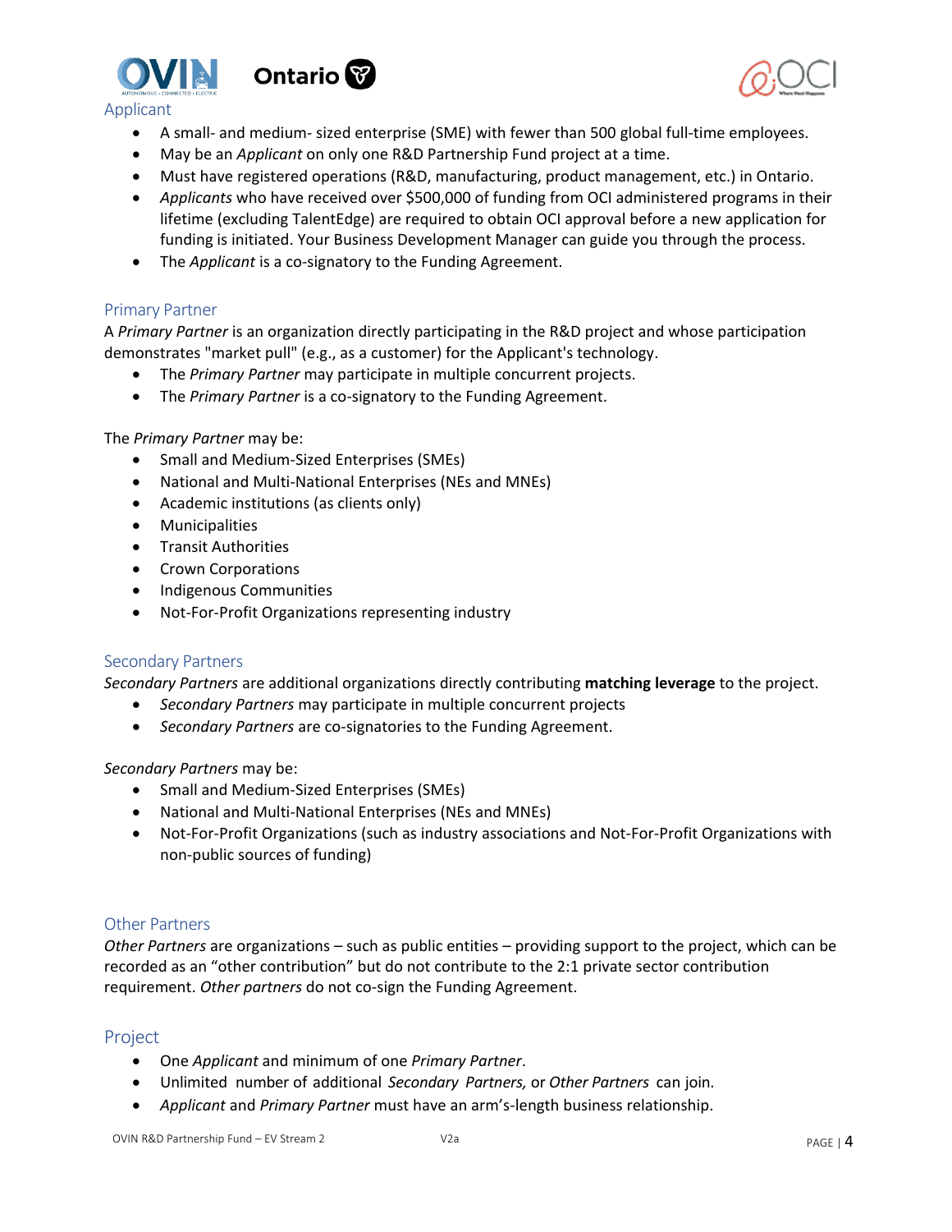## Applicant

- A small- and medium- sized enterprise (SME) with fewer than 500 global full-time employees.
- May be an *Applicant* on only one R&D Partnership Fund project at a time.
- Must have registered operations (R&D, manufacturing, product management, etc.) in Ontario.
- *Applicants* who have received over $500,000 of funding from OCI administered programs in their lifetime (excluding TalentEdge) are required to obtain OCI approval before a new application for funding is initiated. Your Business Development Manager can guide you through the process.
- The *Applicant* is a co-signatory to the Funding Agreement.

### Primary Partner

A *Primary Partner* is an organization directly participating in the R&D project and whose participation demonstrates "market pull" (e.g., as a customer) for the Applicant's technology.

- The *Primary Partner* may participate in multiple concurrent projects.
- The *Primary Partner* is a co-signatory to the Funding Agreement.

The *Primary Partner* may be:

- Small and Medium-Sized Enterprises (SMEs)
- National and Multi-National Enterprises (NEs and MNEs)
- Academic institutions (as clients only)
- Municipalities
- Transit Authorities
- Crown Corporations
- Indigenous Communities
- Not-For-Profit Organizations representing industry

### Secondary Partners

*Secondary Partners* are additional organizations directly contributing **matching leverage** to the project.

- *Secondary Partners* may participate in multiple concurrent projects
- *Secondary Partners* are co-signatories to the Funding Agreement.

*Secondary Partners* may be:

- Small and Medium-Sized Enterprises (SMEs)
- National and Multi-National Enterprises (NEs and MNEs)
- Not-For-Profit Organizations (such as industry associations and Not-For-Profit Organizations with non-public sources of funding)

### Other Partners

*Other Partners* are organizations – such as public entities – providing support to the project, which can be recorded as an "other contribution" but do not contribute to the 2:1 private sector contribution requirement. *Other partners* do not co-sign the Funding Agreement.

## Project

- One *Applicant* and minimum of one *Primary Partner*.
- Unlimited number of additional *Secondary Partners,* or *Other Partners* can join.
- *Applicant* and *Primary Partner* must have an arm's-length business relationship.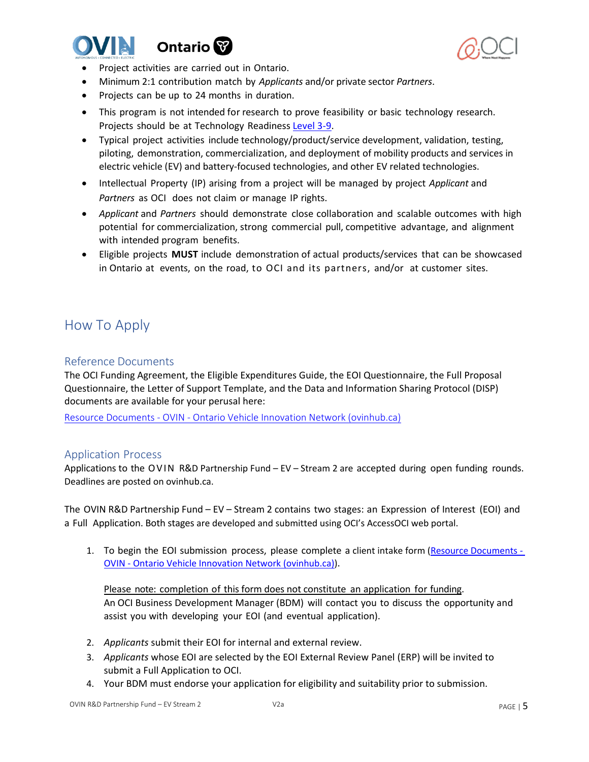- Project activities are carried out in Ontario.
- Minimum 2:1 contribution match by *Applicants* and/or private sector *Partners*.
- Projects can be up to 24 months in duration.
- This program is not intended for research to prove feasibility or basic technology research. Projects should be at Technology Readiness [Level 3-9](#).
- Typical project activities include technology/product/service development, validation, testing, piloting, demonstration, commercialization, and deployment of mobility products and services in electric vehicle (EV) and battery-focused technologies, and other EV related technologies.
- Intellectual Property (IP) arising from a project will be managed by project *Applicant* and *Partners* as OCI does not claim or manage IP rights.
- *Applicant* and *Partners* should demonstrate close collaboration and scalable outcomes with high potential for commercialization, strong commercial pull, competitive advantage, and alignment with intended program benefits.
- Eligible projects **MUST** include demonstration of actual products/services that can be showcased in Ontario at events, on the road, to OCI and its partners, and/or at customer sites.

# How To Apply

## Reference Documents

The OCI Funding Agreement, the Eligible Expenditures Guide, the EOI Questionnaire, the Full Proposal Questionnaire, the Letter of Support Template, and the Data and Information Sharing Protocol (DISP) documents are available for your perusal here:

[Resource Documents - OVIN - Ontario Vehicle Innovation Network (ovinhub.ca)](#)

## Application Process

Applications to the OVIN R&D Partnership Fund – EV – Stream 2 are accepted during open funding rounds. Deadlines are posted on ovinhub.ca.

The OVIN R&D Partnership Fund – EV – Stream 2 contains two stages: an Expression of Interest (EOI) and a Full Application. Both stages are developed and submitted using OCI's AccessOCI web portal.

1. To begin the EOI submission process, please complete a client intake form ([Resource Documents - OVIN - Ontario Vehicle Innovation Network (ovinhub.ca)](#)).

   Please note: completion of this form does not constitute an application for funding.
   An OCI Business Development Manager (BDM) will contact you to discuss the opportunity and assist you with developing your EOI (and eventual application).

2. *Applicants* submit their EOI for internal and external review.
3. *Applicants* whose EOI are selected by the EOI External Review Panel (ERP) will be invited to submit a Full Application to OCI.
4. Your BDM must endorse your application for eligibility and suitability prior to submission.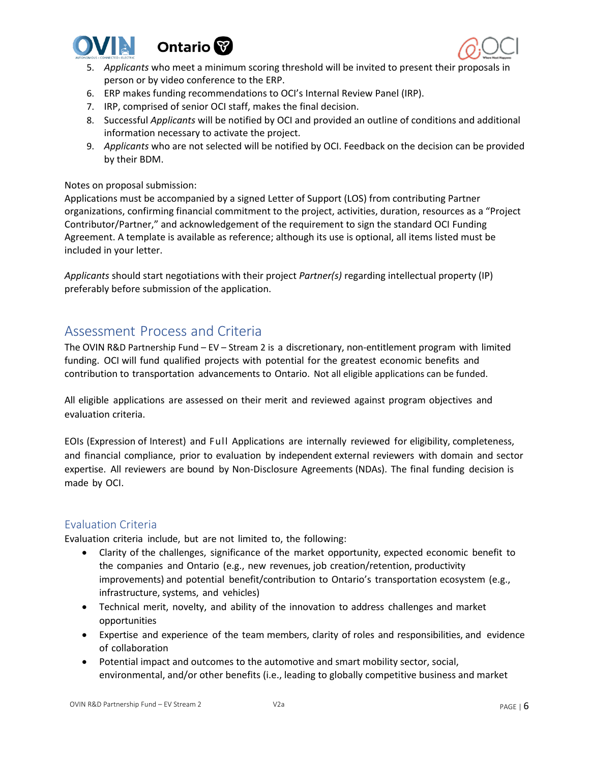5. *Applicants* who meet a minimum scoring threshold will be invited to present their proposals in person or by video conference to the ERP.
6. ERP makes funding recommendations to OCI's Internal Review Panel (IRP).
7. IRP, comprised of senior OCI staff, makes the final decision.
8. Successful *Applicants* will be notified by OCI and provided an outline of conditions and additional information necessary to activate the project.
9. *Applicants* who are not selected will be notified by OCI. Feedback on the decision can be provided by their BDM.

Notes on proposal submission:
Applications must be accompanied by a signed Letter of Support (LOS) from contributing Partner organizations, confirming financial commitment to the project, activities, duration, resources as a "Project Contributor/Partner," and acknowledgement of the requirement to sign the standard OCI Funding Agreement. A template is available as reference; although its use is optional, all items listed must be included in your letter.

*Applicants* should start negotiations with their project *Partner(s)* regarding intellectual property (IP) preferably before submission of the application.

## Assessment Process and Criteria

The OVIN R&D Partnership Fund – EV – Stream 2 is a discretionary, non-entitlement program with limited funding. OCI will fund qualified projects with potential for the greatest economic benefits and contribution to transportation advancements to Ontario. Not all eligible applications can be funded.

All eligible applications are assessed on their merit and reviewed against program objectives and evaluation criteria.

EOIs (Expression of Interest) and Full Applications are internally reviewed for eligibility, completeness, and financial compliance, prior to evaluation by independent external reviewers with domain and sector expertise. All reviewers are bound by Non-Disclosure Agreements (NDAs). The final funding decision is made by OCI.

### Evaluation Criteria

Evaluation criteria include, but are not limited to, the following:

- Clarity of the challenges, significance of the market opportunity, expected economic benefit to the companies and Ontario (e.g., new revenues, job creation/retention, productivity improvements) and potential benefit/contribution to Ontario's transportation ecosystem (e.g., infrastructure, systems, and vehicles)
- Technical merit, novelty, and ability of the innovation to address challenges and market opportunities
- Expertise and experience of the team members, clarity of roles and responsibilities, and evidence of collaboration
- Potential impact and outcomes to the automotive and smart mobility sector, social, environmental, and/or other benefits (i.e., leading to globally competitive business and market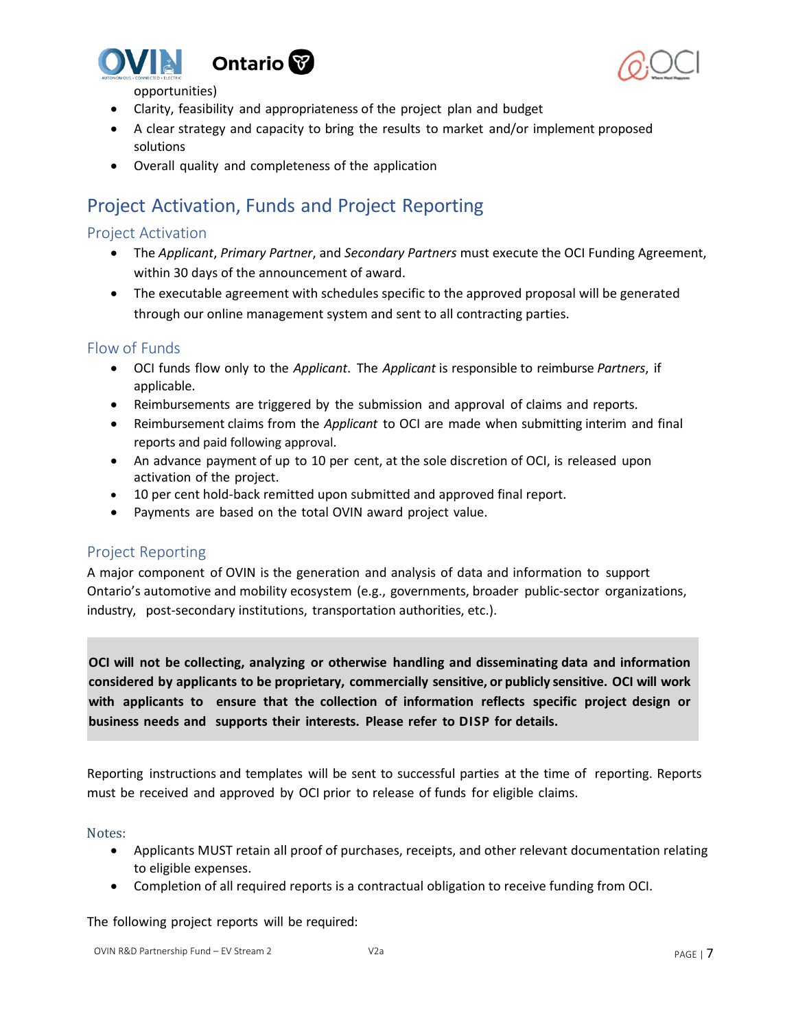opportunities)

- Clarity, feasibility and appropriateness of the project plan and budget
- A clear strategy and capacity to bring the results to market and/or implement proposed solutions
- Overall quality and completeness of the application

## Project Activation, Funds and Project Reporting

### Project Activation

- The *Applicant*, *Primary Partner*, and *Secondary Partners* must execute the OCI Funding Agreement, within 30 days of the announcement of award.
- The executable agreement with schedules specific to the approved proposal will be generated through our online management system and sent to all contracting parties.

### Flow of Funds

- OCI funds flow only to the *Applicant*. The *Applicant* is responsible to reimburse *Partners*, if applicable.
- Reimbursements are triggered by the submission and approval of claims and reports.
- Reimbursement claims from the *Applicant* to OCI are made when submitting interim and final reports and paid following approval.
- An advance payment of up to 10 per cent, at the sole discretion of OCI, is released upon activation of the project.
- 10 per cent hold-back remitted upon submitted and approved final report.
- Payments are based on the total OVIN award project value.

### Project Reporting

A major component of OVIN is the generation and analysis of data and information to support Ontario's automotive and mobility ecosystem (e.g., governments, broader public-sector organizations, industry, post-secondary institutions, transportation authorities, etc.).

**OCI will not be collecting, analyzing or otherwise handling and disseminating data and information considered by applicants to be proprietary, commercially sensitive, or publicly sensitive. OCI will work with applicants to ensure that the collection of information reflects specific project design or business needs and supports their interests. Please refer to DISP for details.**

Reporting instructions and templates will be sent to successful parties at the time of reporting. Reports must be received and approved by OCI prior to release of funds for eligible claims.

#### Notes:

- Applicants MUST retain all proof of purchases, receipts, and other relevant documentation relating to eligible expenses.
- Completion of all required reports is a contractual obligation to receive funding from OCI.

The following project reports will be required: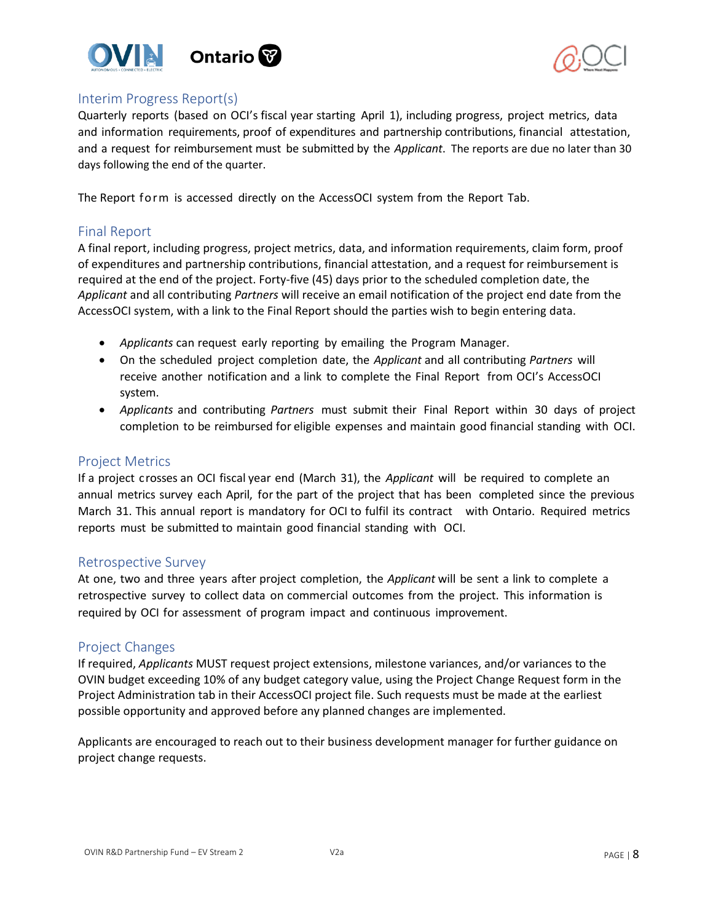## Interim Progress Report(s)

Quarterly reports (based on OCI's fiscal year starting April 1), including progress, project metrics, data and information requirements, proof of expenditures and partnership contributions, financial attestation, and a request for reimbursement must be submitted by the *Applicant*. The reports are due no later than 30 days following the end of the quarter.

The Report form is accessed directly on the AccessOCI system from the Report Tab.

## Final Report

A final report, including progress, project metrics, data, and information requirements, claim form, proof of expenditures and partnership contributions, financial attestation, and a request for reimbursement is required at the end of the project. Forty-five (45) days prior to the scheduled completion date, the *Applicant* and all contributing *Partners* will receive an email notification of the project end date from the AccessOCI system, with a link to the Final Report should the parties wish to begin entering data.

- *Applicants* can request early reporting by emailing the Program Manager.
- On the scheduled project completion date, the *Applicant* and all contributing *Partners* will receive another notification and a link to complete the Final Report from OCI's AccessOCI system.
- *Applicants* and contributing *Partners* must submit their Final Report within 30 days of project completion to be reimbursed for eligible expenses and maintain good financial standing with OCI.

## Project Metrics

If a project crosses an OCI fiscal year end (March 31), the *Applicant* will be required to complete an annual metrics survey each April, for the part of the project that has been completed since the previous March 31. This annual report is mandatory for OCI to fulfil its contract with Ontario. Required metrics reports must be submitted to maintain good financial standing with OCI.

## Retrospective Survey

At one, two and three years after project completion, the *Applicant* will be sent a link to complete a retrospective survey to collect data on commercial outcomes from the project. This information is required by OCI for assessment of program impact and continuous improvement.

## Project Changes

If required, *Applicants* MUST request project extensions, milestone variances, and/or variances to the OVIN budget exceeding 10% of any budget category value, using the Project Change Request form in the Project Administration tab in their AccessOCI project file. Such requests must be made at the earliest possible opportunity and approved before any planned changes are implemented.

Applicants are encouraged to reach out to their business development manager for further guidance on project change requests.